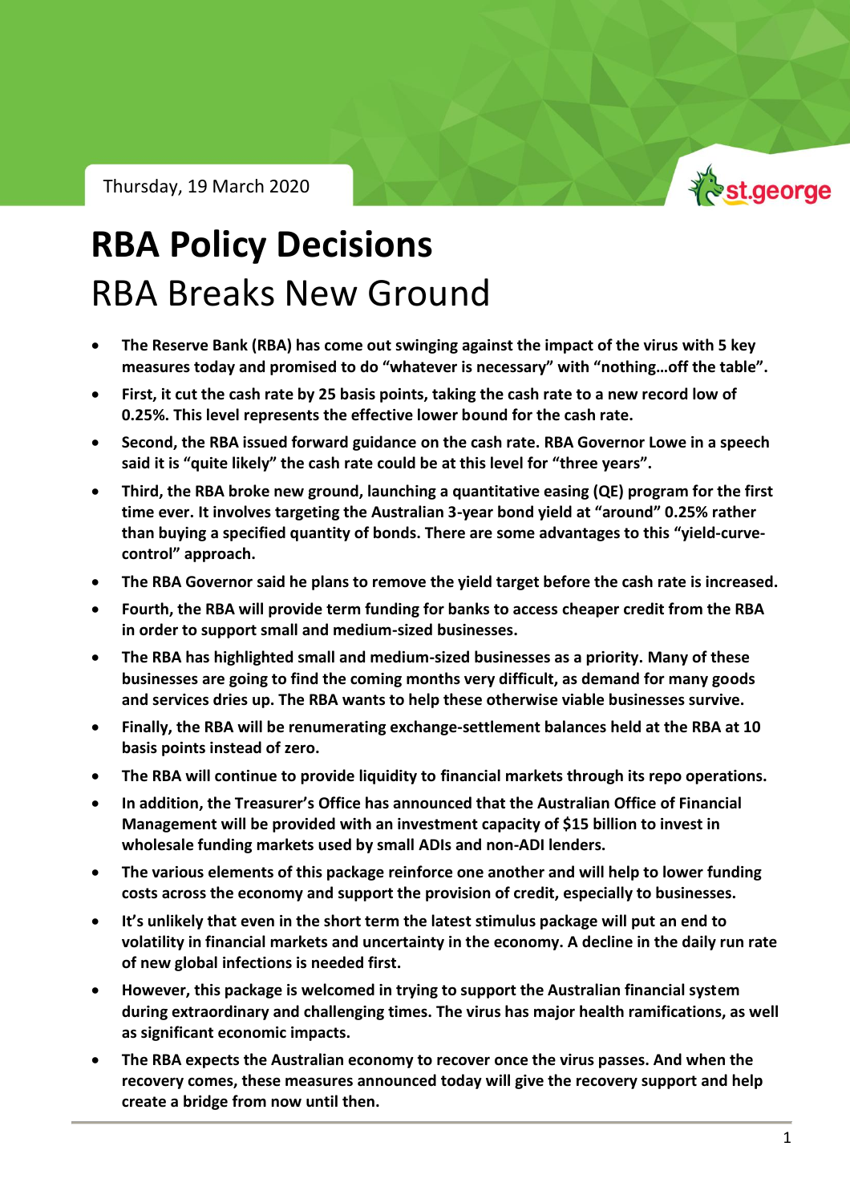Thursday, 19 March 2020

# RBA Policy Decisions

## RBA Breaks New Ground

- **The Reserve Bank (RBA) has come out swinging against the impact of the virus with 5 key measures today and promised to do "whatever is necessary" with "nothing…off the table".**
- **First, it cut the cash rate by 25 basis points, taking the cash rate to a new record low of 0.25%. This level represents the effective lower bound for the cash rate.**
- **Second, the RBA issued forward guidance on the cash rate. RBA Governor Lowe in a speech said it is "quite likely" the cash rate could be at this level for "three years".**
- **Third, the RBA broke new ground, launching a quantitative easing (QE) program for the first time ever. It involves targeting the Australian 3-year bond yield at "around" 0.25% rather than buying a specified quantity of bonds. There are some advantages to this "yield-curve-control" approach.**
- **The RBA Governor said he plans to remove the yield target before the cash rate is increased.**
- **Fourth, the RBA will provide term funding for banks to access cheaper credit from the RBA in order to support small and medium-sized businesses.**
- **The RBA has highlighted small and medium-sized businesses as a priority. Many of these businesses are going to find the coming months very difficult, as demand for many goods and services dries up. The RBA wants to help these otherwise viable businesses survive.**
- **Finally, the RBA will be renumerating exchange-settlement balances held at the RBA at 10 basis points instead of zero.**
- **The RBA will continue to provide liquidity to financial markets through its repo operations.**
- **In addition, the Treasurer's Office has announced that the Australian Office of Financial Management will be provided with an investment capacity of $15 billion to invest in wholesale funding markets used by small ADIs and non-ADI lenders.**
- **The various elements of this package reinforce one another and will help to lower funding costs across the economy and support the provision of credit, especially to businesses.**
- **It's unlikely that even in the short term the latest stimulus package will put an end to volatility in financial markets and uncertainty in the economy. A decline in the daily run rate of new global infections is needed first.**
- **However, this package is welcomed in trying to support the Australian financial system during extraordinary and challenging times. The virus has major health ramifications, as well as significant economic impacts.**
- **The RBA expects the Australian economy to recover once the virus passes. And when the recovery comes, these measures announced today will give the recovery support and help create a bridge from now until then.**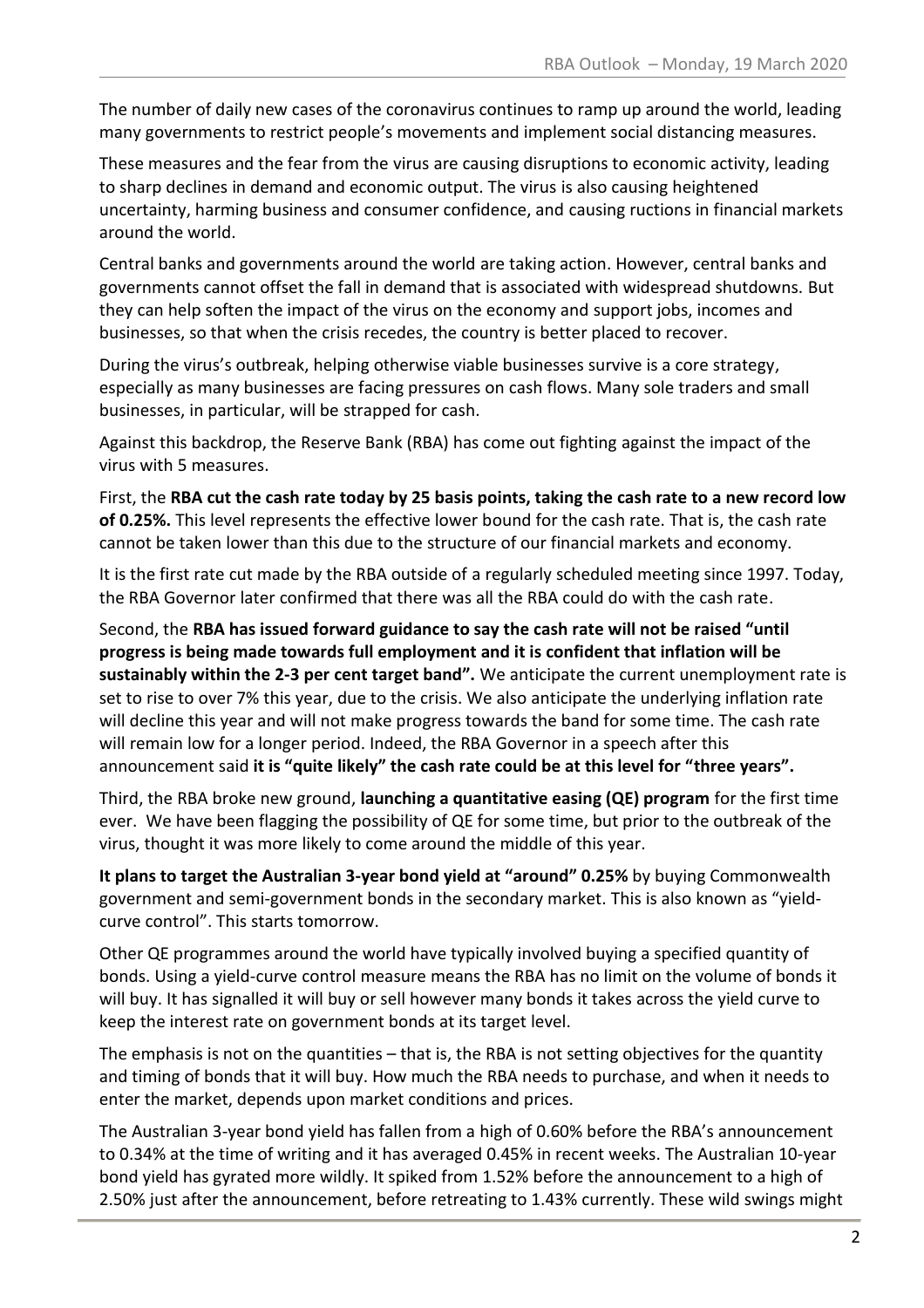The number of daily new cases of the coronavirus continues to ramp up around the world, leading many governments to restrict people's movements and implement social distancing measures.

These measures and the fear from the virus are causing disruptions to economic activity, leading to sharp declines in demand and economic output. The virus is also causing heightened uncertainty, harming business and consumer confidence, and causing ructions in financial markets around the world.

Central banks and governments around the world are taking action. However, central banks and governments cannot offset the fall in demand that is associated with widespread shutdowns. But they can help soften the impact of the virus on the economy and support jobs, incomes and businesses, so that when the crisis recedes, the country is better placed to recover.

During the virus's outbreak, helping otherwise viable businesses survive is a core strategy, especially as many businesses are facing pressures on cash flows. Many sole traders and small businesses, in particular, will be strapped for cash.

Against this backdrop, the Reserve Bank (RBA) has come out fighting against the impact of the virus with 5 measures.

First, the **RBA cut the cash rate today by 25 basis points, taking the cash rate to a new record low of 0.25%.** This level represents the effective lower bound for the cash rate. That is, the cash rate cannot be taken lower than this due to the structure of our financial markets and economy.

It is the first rate cut made by the RBA outside of a regularly scheduled meeting since 1997. Today, the RBA Governor later confirmed that there was all the RBA could do with the cash rate.

Second, the **RBA has issued forward guidance to say the cash rate will not be raised "until progress is being made towards full employment and it is confident that inflation will be sustainably within the 2-3 per cent target band".** We anticipate the current unemployment rate is set to rise to over 7% this year, due to the crisis. We also anticipate the underlying inflation rate will decline this year and will not make progress towards the band for some time. The cash rate will remain low for a longer period. Indeed, the RBA Governor in a speech after this announcement said **it is "quite likely" the cash rate could be at this level for "three years".**

Third, the RBA broke new ground, **launching a quantitative easing (QE) program** for the first time ever. We have been flagging the possibility of QE for some time, but prior to the outbreak of the virus, thought it was more likely to come around the middle of this year.

**It plans to target the Australian 3-year bond yield at "around" 0.25%** by buying Commonwealth government and semi-government bonds in the secondary market. This is also known as "yield-curve control". This starts tomorrow.

Other QE programmes around the world have typically involved buying a specified quantity of bonds. Using a yield-curve control measure means the RBA has no limit on the volume of bonds it will buy. It has signalled it will buy or sell however many bonds it takes across the yield curve to keep the interest rate on government bonds at its target level.

The emphasis is not on the quantities – that is, the RBA is not setting objectives for the quantity and timing of bonds that it will buy. How much the RBA needs to purchase, and when it needs to enter the market, depends upon market conditions and prices.

The Australian 3-year bond yield has fallen from a high of 0.60% before the RBA's announcement to 0.34% at the time of writing and it has averaged 0.45% in recent weeks. The Australian 10-year bond yield has gyrated more wildly. It spiked from 1.52% before the announcement to a high of 2.50% just after the announcement, before retreating to 1.43% currently. These wild swings might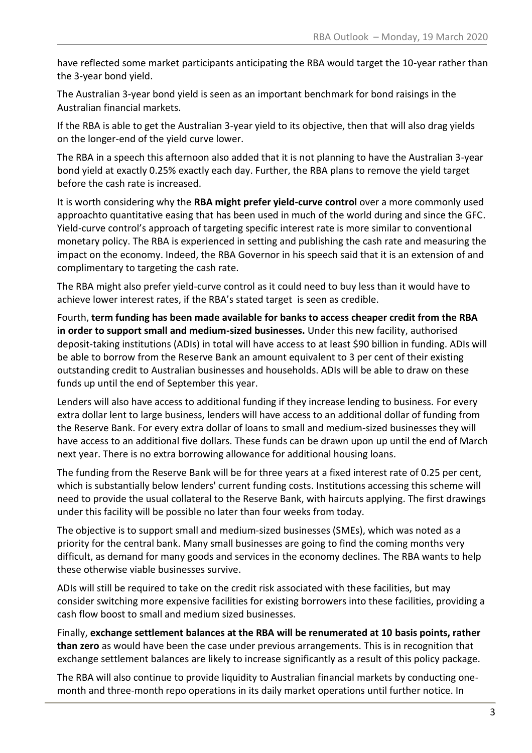have reflected some market participants anticipating the RBA would target the 10-year rather than the 3-year bond yield.

The Australian 3-year bond yield is seen as an important benchmark for bond raisings in the Australian financial markets.

If the RBA is able to get the Australian 3-year yield to its objective, then that will also drag yields on the longer-end of the yield curve lower.

The RBA in a speech this afternoon also added that it is not planning to have the Australian 3-year bond yield at exactly 0.25% exactly each day. Further, the RBA plans to remove the yield target before the cash rate is increased.

It is worth considering why the **RBA might prefer yield-curve control** over a more commonly used approachto quantitative easing that has been used in much of the world during and since the GFC. Yield-curve control's approach of targeting specific interest rate is more similar to conventional monetary policy. The RBA is experienced in setting and publishing the cash rate and measuring the impact on the economy. Indeed, the RBA Governor in his speech said that it is an extension of and complimentary to targeting the cash rate.

The RBA might also prefer yield-curve control as it could need to buy less than it would have to achieve lower interest rates, if the RBA's stated target is seen as credible.

Fourth, **term funding has been made available for banks to access cheaper credit from the RBA in order to support small and medium-sized businesses.** Under this new facility, authorised deposit-taking institutions (ADIs) in total will have access to at least $90 billion in funding. ADIs will be able to borrow from the Reserve Bank an amount equivalent to 3 per cent of their existing outstanding credit to Australian businesses and households. ADIs will be able to draw on these funds up until the end of September this year.

Lenders will also have access to additional funding if they increase lending to business. For every extra dollar lent to large business, lenders will have access to an additional dollar of funding from the Reserve Bank. For every extra dollar of loans to small and medium-sized businesses they will have access to an additional five dollars. These funds can be drawn upon up until the end of March next year. There is no extra borrowing allowance for additional housing loans.

The funding from the Reserve Bank will be for three years at a fixed interest rate of 0.25 per cent, which is substantially below lenders' current funding costs. Institutions accessing this scheme will need to provide the usual collateral to the Reserve Bank, with haircuts applying. The first drawings under this facility will be possible no later than four weeks from today.

The objective is to support small and medium-sized businesses (SMEs), which was noted as a priority for the central bank. Many small businesses are going to find the coming months very difficult, as demand for many goods and services in the economy declines. The RBA wants to help these otherwise viable businesses survive.

ADIs will still be required to take on the credit risk associated with these facilities, but may consider switching more expensive facilities for existing borrowers into these facilities, providing a cash flow boost to small and medium sized businesses.

Finally, **exchange settlement balances at the RBA will be renumerated at 10 basis points, rather than zero** as would have been the case under previous arrangements. This is in recognition that exchange settlement balances are likely to increase significantly as a result of this policy package.

The RBA will also continue to provide liquidity to Australian financial markets by conducting one-month and three-month repo operations in its daily market operations until further notice. In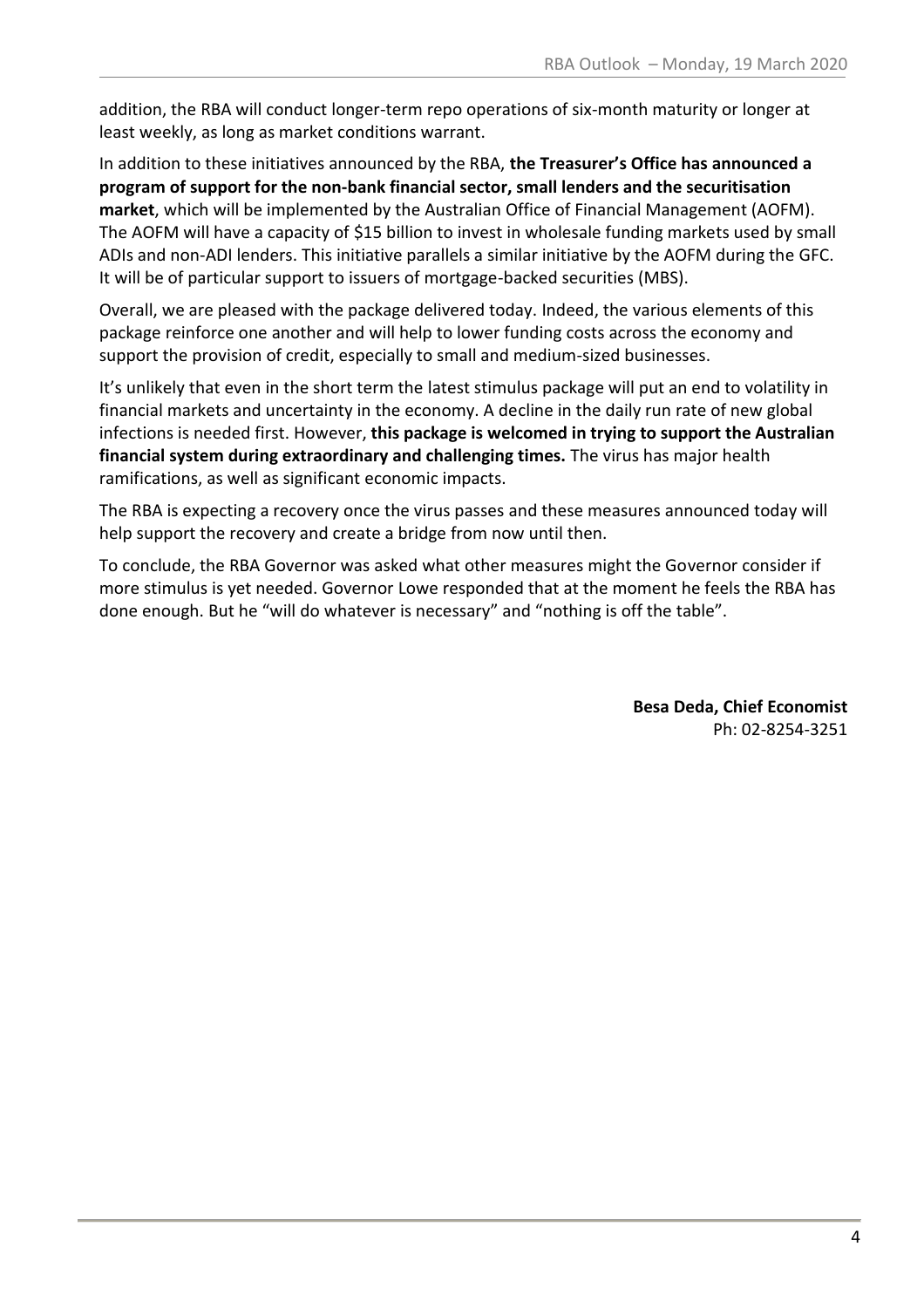addition, the RBA will conduct longer-term repo operations of six-month maturity or longer at least weekly, as long as market conditions warrant.

In addition to these initiatives announced by the RBA, **the Treasurer's Office has announced a program of support for the non-bank financial sector, small lenders and the securitisation market**, which will be implemented by the Australian Office of Financial Management (AOFM). The AOFM will have a capacity of $15 billion to invest in wholesale funding markets used by small ADIs and non-ADI lenders. This initiative parallels a similar initiative by the AOFM during the GFC. It will be of particular support to issuers of mortgage-backed securities (MBS).

Overall, we are pleased with the package delivered today. Indeed, the various elements of this package reinforce one another and will help to lower funding costs across the economy and support the provision of credit, especially to small and medium-sized businesses.

It's unlikely that even in the short term the latest stimulus package will put an end to volatility in financial markets and uncertainty in the economy. A decline in the daily run rate of new global infections is needed first. However, **this package is welcomed in trying to support the Australian financial system during extraordinary and challenging times.** The virus has major health ramifications, as well as significant economic impacts.

The RBA is expecting a recovery once the virus passes and these measures announced today will help support the recovery and create a bridge from now until then.

To conclude, the RBA Governor was asked what other measures might the Governor consider if more stimulus is yet needed. Governor Lowe responded that at the moment he feels the RBA has done enough. But he "will do whatever is necessary" and "nothing is off the table".

**Besa Deda, Chief Economist**
Ph: 02-8254-3251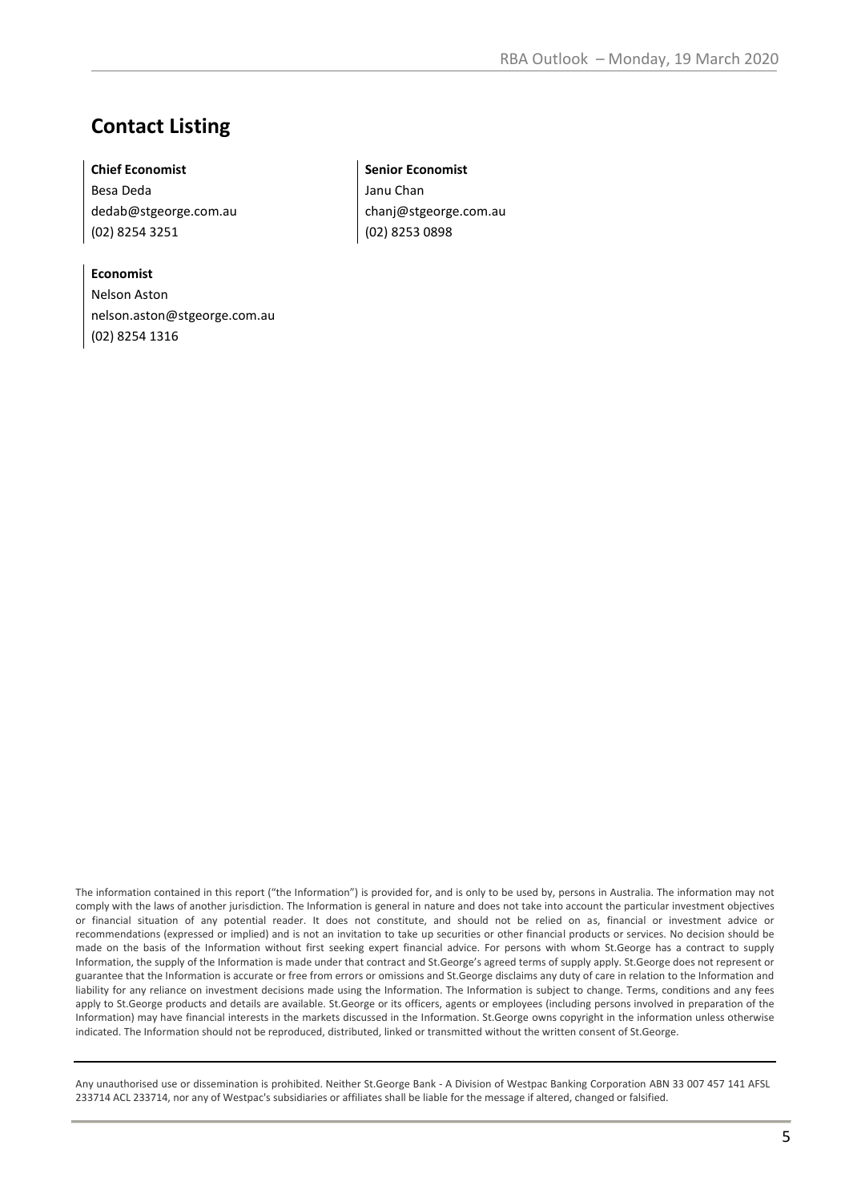## Contact Listing

**Chief Economist**
Besa Deda
dedab@stgeorge.com.au
(02) 8254 3251

**Senior Economist**
Janu Chan
chanj@stgeorge.com.au
(02) 8253 0898

**Economist**
Nelson Aston
nelson.aston@stgeorge.com.au
(02) 8254 1316

The information contained in this report ("the Information") is provided for, and is only to be used by, persons in Australia. The information may not comply with the laws of another jurisdiction. The Information is general in nature and does not take into account the particular investment objectives or financial situation of any potential reader. It does not constitute, and should not be relied on as, financial or investment advice or recommendations (expressed or implied) and is not an invitation to take up securities or other financial products or services. No decision should be made on the basis of the Information without first seeking expert financial advice. For persons with whom St.George has a contract to supply Information, the supply of the Information is made under that contract and St.George's agreed terms of supply apply. St.George does not represent or guarantee that the Information is accurate or free from errors or omissions and St.George disclaims any duty of care in relation to the Information and liability for any reliance on investment decisions made using the Information. The Information is subject to change. Terms, conditions and any fees apply to St.George products and details are available. St.George or its officers, agents or employees (including persons involved in preparation of the Information) may have financial interests in the markets discussed in the Information. St.George owns copyright in the information unless otherwise indicated. The Information should not be reproduced, distributed, linked or transmitted without the written consent of St.George.

Any unauthorised use or dissemination is prohibited. Neither St.George Bank - A Division of Westpac Banking Corporation ABN 33 007 457 141 AFSL 233714 ACL 233714, nor any of Westpac's subsidiaries or affiliates shall be liable for the message if altered, changed or falsified.